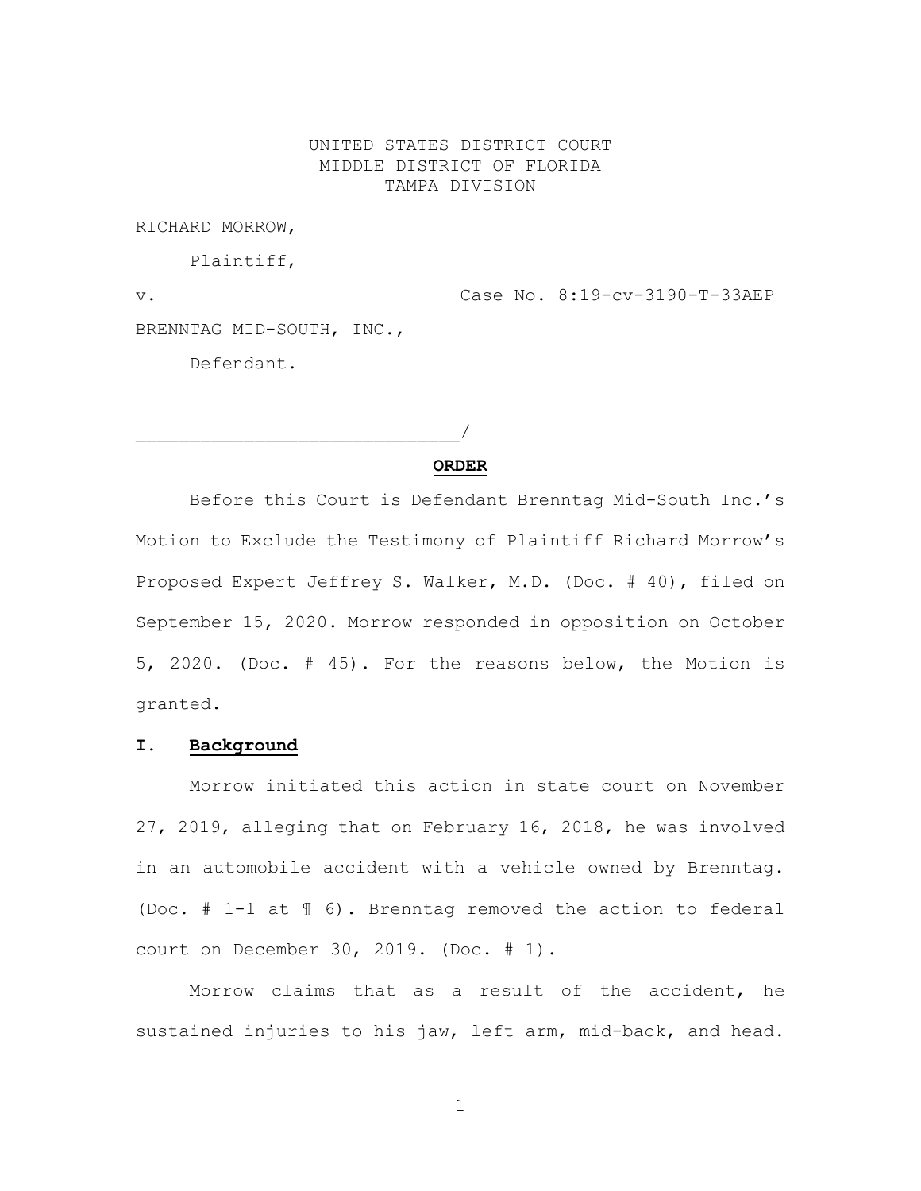UNITED STATES DISTRICT COURT
MIDDLE DISTRICT OF FLORIDA
TAMPA DIVISION

RICHARD MORROW,

Plaintiff,

v. Case No. 8:19-cv-3190-T-33AEP

BRENNTAG MID-SOUTH, INC.,

Defendant.

_____________________________/

**ORDER**

Before this Court is Defendant Brenntag Mid-South Inc.'s Motion to Exclude the Testimony of Plaintiff Richard Morrow's Proposed Expert Jeffrey S. Walker, M.D. (Doc. # 40), filed on September 15, 2020. Morrow responded in opposition on October 5, 2020. (Doc. # 45). For the reasons below, the Motion is granted.

## I. Background

Morrow initiated this action in state court on November 27, 2019, alleging that on February 16, 2018, he was involved in an automobile accident with a vehicle owned by Brenntag. (Doc. # 1-1 at ¶ 6). Brenntag removed the action to federal court on December 30, 2019. (Doc. # 1).

Morrow claims that as a result of the accident, he sustained injuries to his jaw, left arm, mid-back, and head.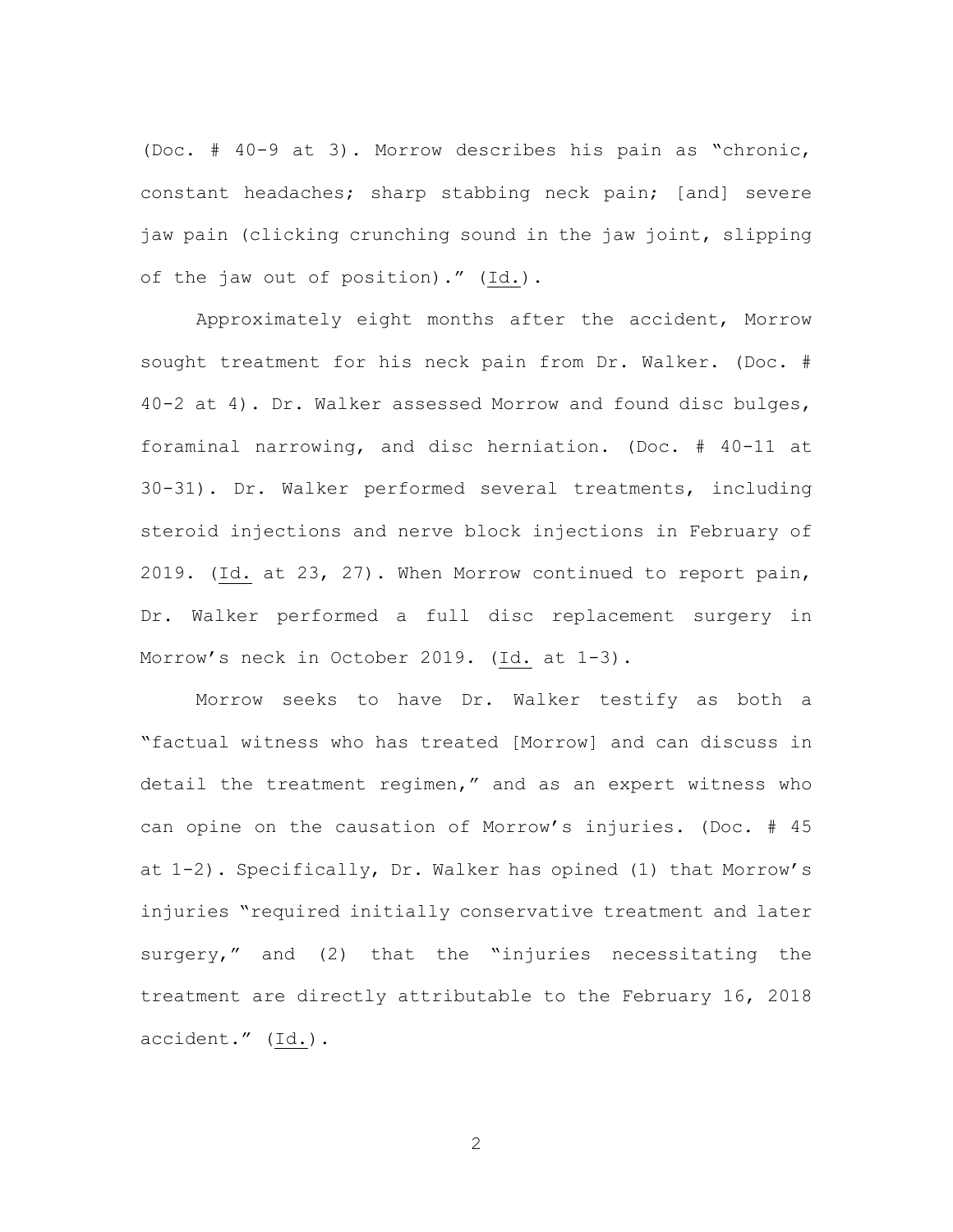(Doc. # 40-9 at 3). Morrow describes his pain as "chronic, constant headaches; sharp stabbing neck pain; [and] severe jaw pain (clicking crunching sound in the jaw joint, slipping of the jaw out of position)." (Id.).

Approximately eight months after the accident, Morrow sought treatment for his neck pain from Dr. Walker. (Doc. # 40-2 at 4). Dr. Walker assessed Morrow and found disc bulges, foraminal narrowing, and disc herniation. (Doc. # 40-11 at 30-31). Dr. Walker performed several treatments, including steroid injections and nerve block injections in February of 2019. (Id. at 23, 27). When Morrow continued to report pain, Dr. Walker performed a full disc replacement surgery in Morrow's neck in October 2019. (Id. at 1-3).

Morrow seeks to have Dr. Walker testify as both a "factual witness who has treated [Morrow] and can discuss in detail the treatment regimen," and as an expert witness who can opine on the causation of Morrow's injuries. (Doc. # 45 at 1-2). Specifically, Dr. Walker has opined (1) that Morrow's injuries "required initially conservative treatment and later surgery," and (2) that the "injuries necessitating the treatment are directly attributable to the February 16, 2018 accident." (Id.).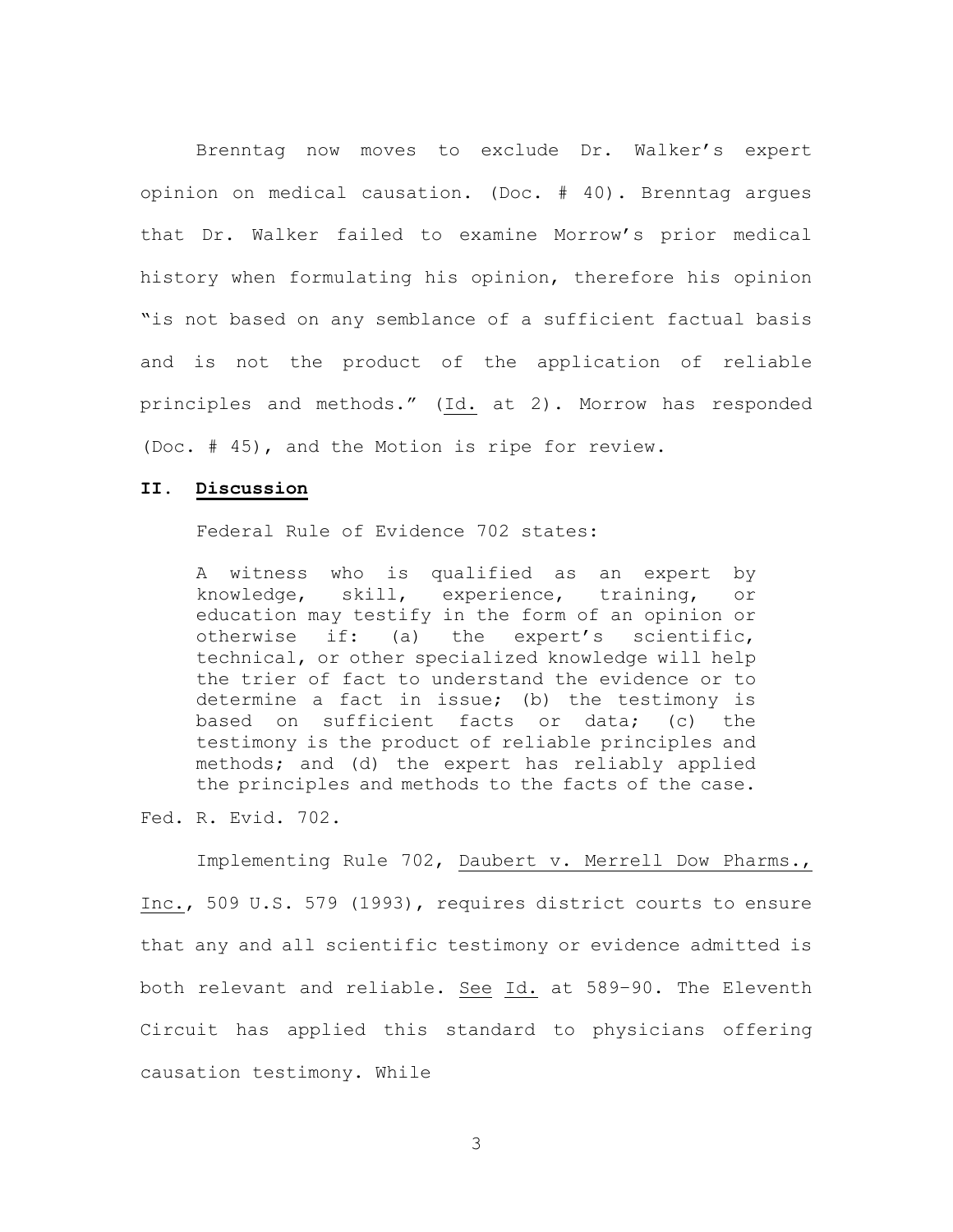Brenntag now moves to exclude Dr. Walker's expert opinion on medical causation. (Doc. # 40). Brenntag argues that Dr. Walker failed to examine Morrow's prior medical history when formulating his opinion, therefore his opinion "is not based on any semblance of a sufficient factual basis and is not the product of the application of reliable principles and methods." (Id. at 2). Morrow has responded (Doc. # 45), and the Motion is ripe for review.

## II. Discussion

Federal Rule of Evidence 702 states:

> A witness who is qualified as an expert by knowledge, skill, experience, training, or education may testify in the form of an opinion or otherwise if: (a) the expert's scientific, technical, or other specialized knowledge will help the trier of fact to understand the evidence or to determine a fact in issue; (b) the testimony is based on sufficient facts or data; (c) the testimony is the product of reliable principles and methods; and (d) the expert has reliably applied the principles and methods to the facts of the case.

Fed. R. Evid. 702.

Implementing Rule 702, Daubert v. Merrell Dow Pharms., Inc., 509 U.S. 579 (1993), requires district courts to ensure that any and all scientific testimony or evidence admitted is both relevant and reliable. See Id. at 589–90. The Eleventh Circuit has applied this standard to physicians offering causation testimony. While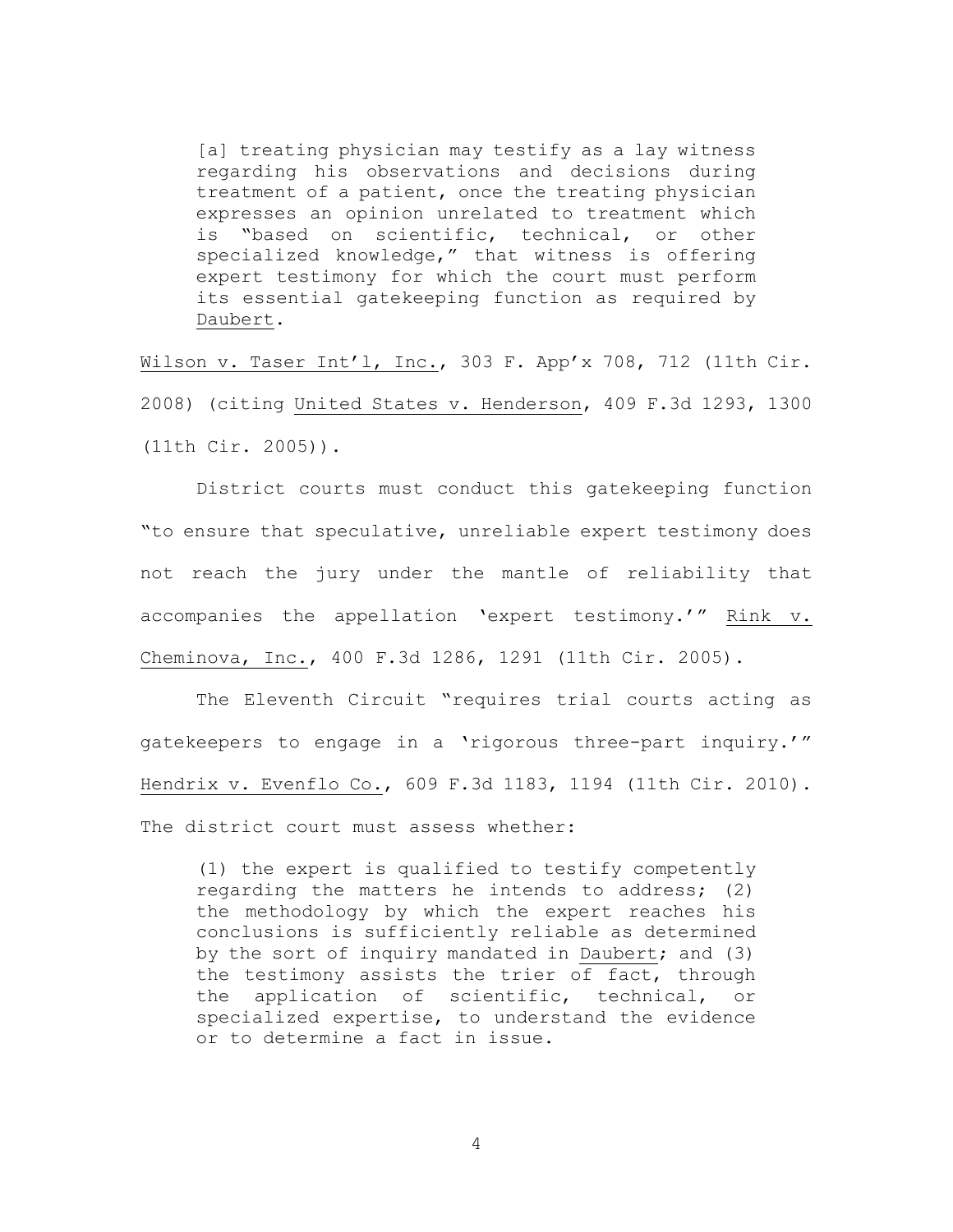> [a] treating physician may testify as a lay witness regarding his observations and decisions during treatment of a patient, once the treating physician expresses an opinion unrelated to treatment which is "based on scientific, technical, or other specialized knowledge," that witness is offering expert testimony for which the court must perform its essential gatekeeping function as required by Daubert.

Wilson v. Taser Int'l, Inc., 303 F. App'x 708, 712 (11th Cir. 2008) (citing United States v. Henderson, 409 F.3d 1293, 1300 (11th Cir. 2005)).

District courts must conduct this gatekeeping function "to ensure that speculative, unreliable expert testimony does not reach the jury under the mantle of reliability that accompanies the appellation 'expert testimony.'" Rink v. Cheminova, Inc., 400 F.3d 1286, 1291 (11th Cir. 2005).

The Eleventh Circuit "requires trial courts acting as gatekeepers to engage in a 'rigorous three-part inquiry.'" Hendrix v. Evenflo Co., 609 F.3d 1183, 1194 (11th Cir. 2010). The district court must assess whether:

> (1) the expert is qualified to testify competently regarding the matters he intends to address; (2) the methodology by which the expert reaches his conclusions is sufficiently reliable as determined by the sort of inquiry mandated in Daubert; and (3) the testimony assists the trier of fact, through the application of scientific, technical, or specialized expertise, to understand the evidence or to determine a fact in issue.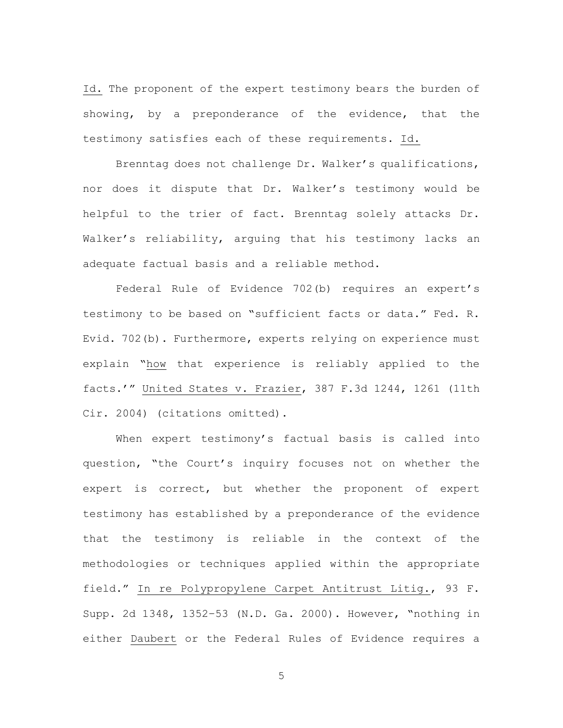Id. The proponent of the expert testimony bears the burden of showing, by a preponderance of the evidence, that the testimony satisfies each of these requirements. Id.

Brenntag does not challenge Dr. Walker's qualifications, nor does it dispute that Dr. Walker's testimony would be helpful to the trier of fact. Brenntag solely attacks Dr. Walker's reliability, arguing that his testimony lacks an adequate factual basis and a reliable method.

Federal Rule of Evidence 702(b) requires an expert's testimony to be based on "sufficient facts or data." Fed. R. Evid. 702(b). Furthermore, experts relying on experience must explain "how that experience is reliably applied to the facts.'" United States v. Frazier, 387 F.3d 1244, 1261 (11th Cir. 2004) (citations omitted).

When expert testimony's factual basis is called into question, "the Court's inquiry focuses not on whether the expert is correct, but whether the proponent of expert testimony has established by a preponderance of the evidence that the testimony is reliable in the context of the methodologies or techniques applied within the appropriate field." In re Polypropylene Carpet Antitrust Litig., 93 F. Supp. 2d 1348, 1352–53 (N.D. Ga. 2000). However, "nothing in either Daubert or the Federal Rules of Evidence requires a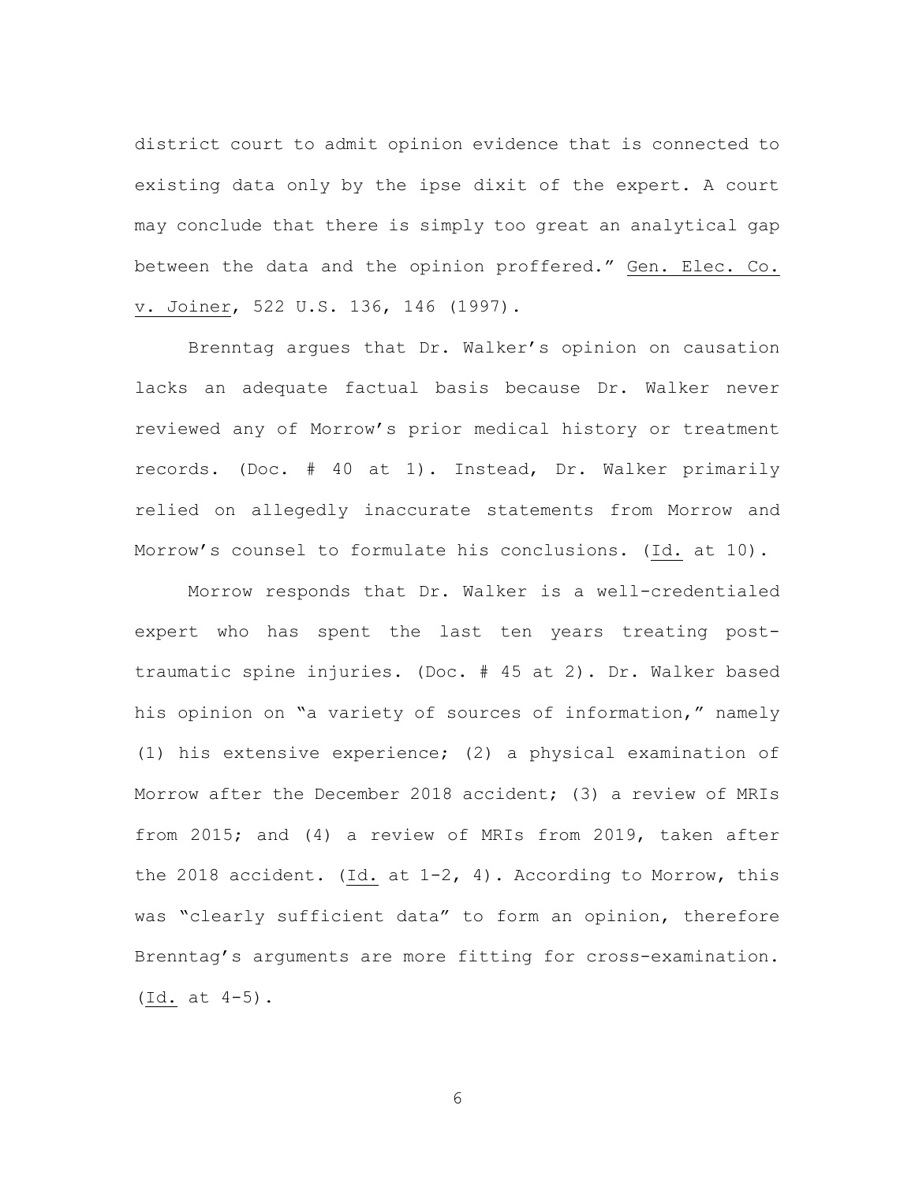district court to admit opinion evidence that is connected to existing data only by the ipse dixit of the expert. A court may conclude that there is simply too great an analytical gap between the data and the opinion proffered." Gen. Elec. Co. v. Joiner, 522 U.S. 136, 146 (1997).

Brenntag argues that Dr. Walker's opinion on causation lacks an adequate factual basis because Dr. Walker never reviewed any of Morrow's prior medical history or treatment records. (Doc. # 40 at 1). Instead, Dr. Walker primarily relied on allegedly inaccurate statements from Morrow and Morrow's counsel to formulate his conclusions. (Id. at 10).

Morrow responds that Dr. Walker is a well-credentialed expert who has spent the last ten years treating post-traumatic spine injuries. (Doc. # 45 at 2). Dr. Walker based his opinion on "a variety of sources of information," namely (1) his extensive experience; (2) a physical examination of Morrow after the December 2018 accident; (3) a review of MRIs from 2015; and (4) a review of MRIs from 2019, taken after the 2018 accident. (Id. at 1-2, 4). According to Morrow, this was "clearly sufficient data" to form an opinion, therefore Brenntag's arguments are more fitting for cross-examination. (Id. at 4-5).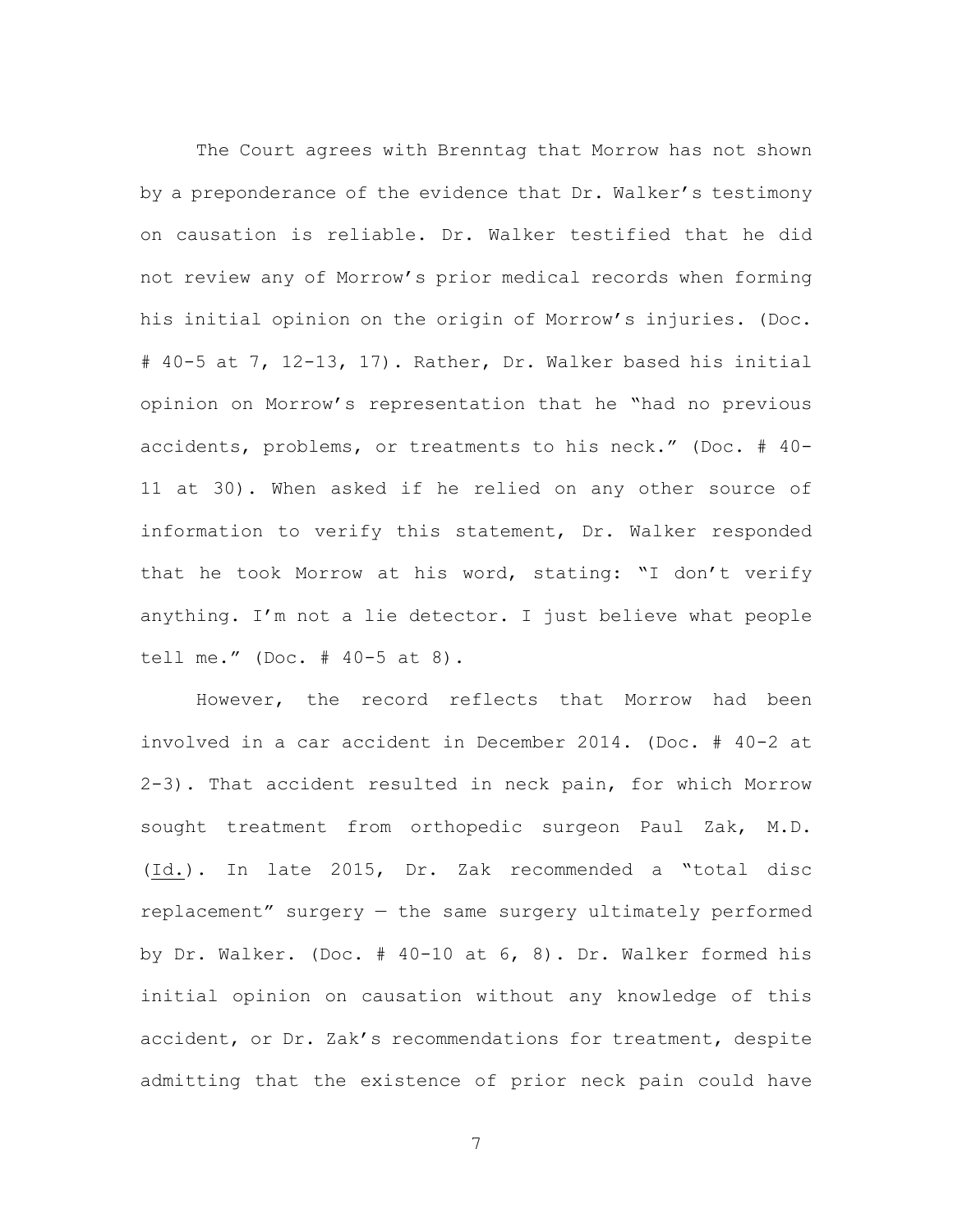The Court agrees with Brenntag that Morrow has not shown by a preponderance of the evidence that Dr. Walker's testimony on causation is reliable. Dr. Walker testified that he did not review any of Morrow's prior medical records when forming his initial opinion on the origin of Morrow's injuries. (Doc. # 40-5 at 7, 12-13, 17). Rather, Dr. Walker based his initial opinion on Morrow's representation that he "had no previous accidents, problems, or treatments to his neck." (Doc. # 40-11 at 30). When asked if he relied on any other source of information to verify this statement, Dr. Walker responded that he took Morrow at his word, stating: "I don't verify anything. I'm not a lie detector. I just believe what people tell me." (Doc. # 40-5 at 8).

However, the record reflects that Morrow had been involved in a car accident in December 2014. (Doc. # 40-2 at 2-3). That accident resulted in neck pain, for which Morrow sought treatment from orthopedic surgeon Paul Zak, M.D. (Id.). In late 2015, Dr. Zak recommended a "total disc replacement" surgery — the same surgery ultimately performed by Dr. Walker. (Doc. # 40-10 at 6, 8). Dr. Walker formed his initial opinion on causation without any knowledge of this accident, or Dr. Zak's recommendations for treatment, despite admitting that the existence of prior neck pain could have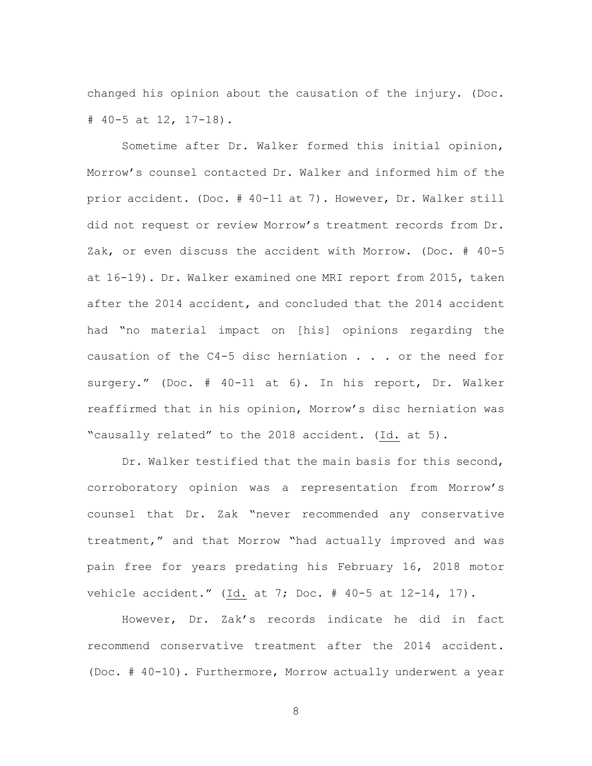changed his opinion about the causation of the injury. (Doc. # 40-5 at 12, 17-18).

Sometime after Dr. Walker formed this initial opinion, Morrow's counsel contacted Dr. Walker and informed him of the prior accident. (Doc. # 40-11 at 7). However, Dr. Walker still did not request or review Morrow's treatment records from Dr. Zak, or even discuss the accident with Morrow. (Doc. # 40-5 at 16-19). Dr. Walker examined one MRI report from 2015, taken after the 2014 accident, and concluded that the 2014 accident had "no material impact on [his] opinions regarding the causation of the C4-5 disc herniation . . . or the need for surgery." (Doc. # 40-11 at 6). In his report, Dr. Walker reaffirmed that in his opinion, Morrow's disc herniation was "causally related" to the 2018 accident. (Id. at 5).

Dr. Walker testified that the main basis for this second, corroboratory opinion was a representation from Morrow's counsel that Dr. Zak "never recommended any conservative treatment," and that Morrow "had actually improved and was pain free for years predating his February 16, 2018 motor vehicle accident." (Id. at 7; Doc. # 40-5 at 12-14, 17).

However, Dr. Zak's records indicate he did in fact recommend conservative treatment after the 2014 accident. (Doc. # 40-10). Furthermore, Morrow actually underwent a year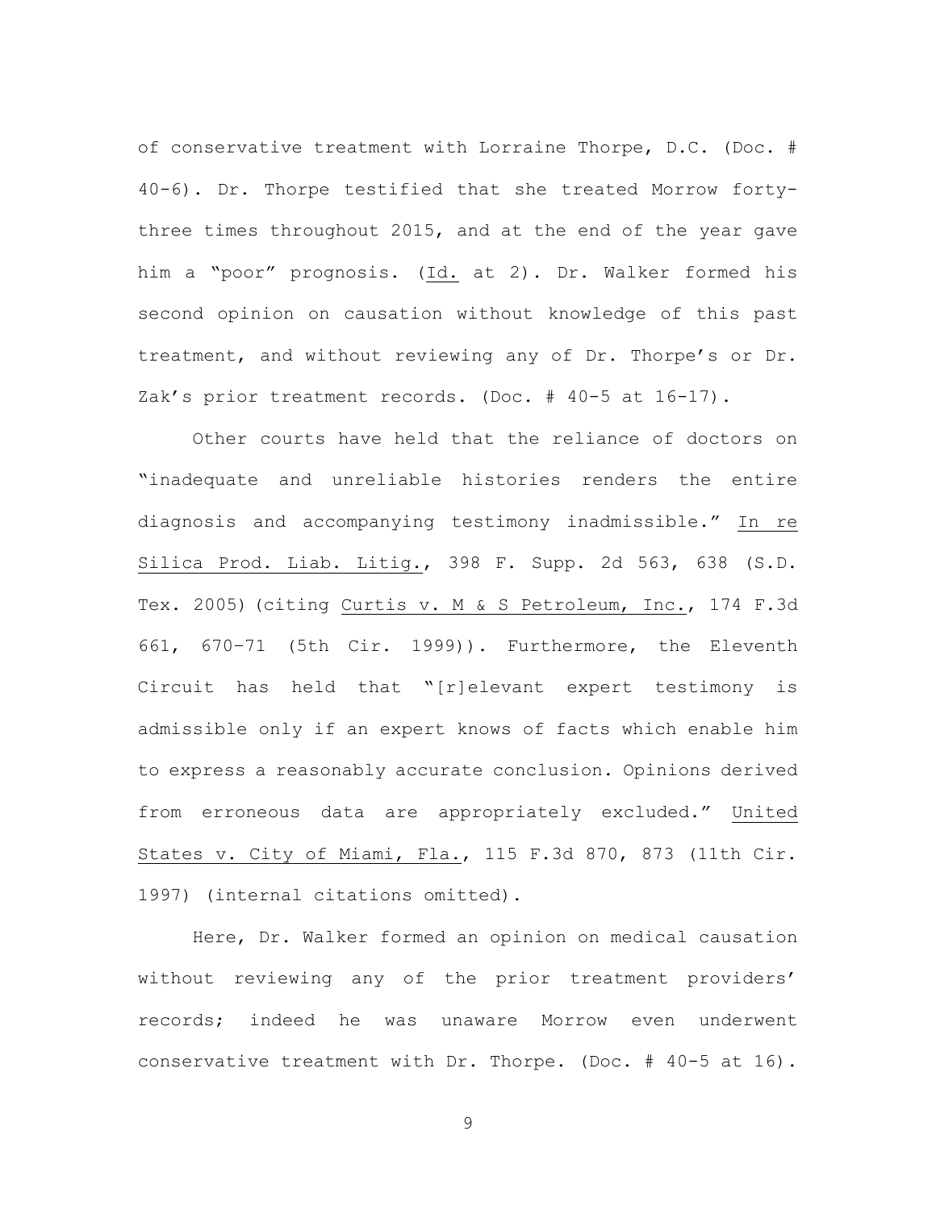of conservative treatment with Lorraine Thorpe, D.C. (Doc. # 40-6). Dr. Thorpe testified that she treated Morrow forty-three times throughout 2015, and at the end of the year gave him a "poor" prognosis. (Id. at 2). Dr. Walker formed his second opinion on causation without knowledge of this past treatment, and without reviewing any of Dr. Thorpe's or Dr. Zak's prior treatment records. (Doc. # 40-5 at 16-17).

Other courts have held that the reliance of doctors on "inadequate and unreliable histories renders the entire diagnosis and accompanying testimony inadmissible." In re Silica Prod. Liab. Litig., 398 F. Supp. 2d 563, 638 (S.D. Tex. 2005) (citing Curtis v. M & S Petroleum, Inc., 174 F.3d 661, 670–71 (5th Cir. 1999)). Furthermore, the Eleventh Circuit has held that "[r]elevant expert testimony is admissible only if an expert knows of facts which enable him to express a reasonably accurate conclusion. Opinions derived from erroneous data are appropriately excluded." United States v. City of Miami, Fla., 115 F.3d 870, 873 (11th Cir. 1997) (internal citations omitted).

Here, Dr. Walker formed an opinion on medical causation without reviewing any of the prior treatment providers' records; indeed he was unaware Morrow even underwent conservative treatment with Dr. Thorpe. (Doc. # 40-5 at 16).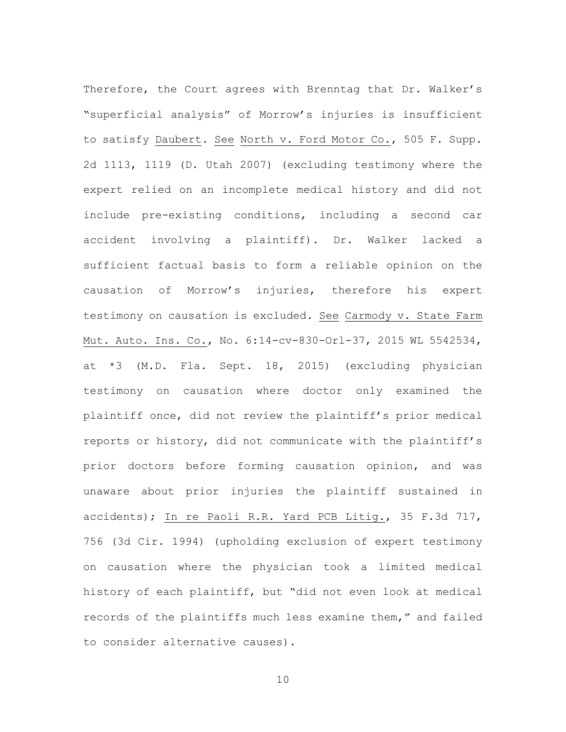Therefore, the Court agrees with Brenntag that Dr. Walker's "superficial analysis" of Morrow's injuries is insufficient to satisfy Daubert. See North v. Ford Motor Co., 505 F. Supp. 2d 1113, 1119 (D. Utah 2007) (excluding testimony where the expert relied on an incomplete medical history and did not include pre-existing conditions, including a second car accident involving a plaintiff). Dr. Walker lacked a sufficient factual basis to form a reliable opinion on the causation of Morrow's injuries, therefore his expert testimony on causation is excluded. See Carmody v. State Farm Mut. Auto. Ins. Co., No. 6:14-cv-830-Orl-37, 2015 WL 5542534, at *3 (M.D. Fla. Sept. 18, 2015) (excluding physician testimony on causation where doctor only examined the plaintiff once, did not review the plaintiff's prior medical reports or history, did not communicate with the plaintiff's prior doctors before forming causation opinion, and was unaware about prior injuries the plaintiff sustained in accidents); In re Paoli R.R. Yard PCB Litig., 35 F.3d 717, 756 (3d Cir. 1994) (upholding exclusion of expert testimony on causation where the physician took a limited medical history of each plaintiff, but "did not even look at medical records of the plaintiffs much less examine them," and failed to consider alternative causes).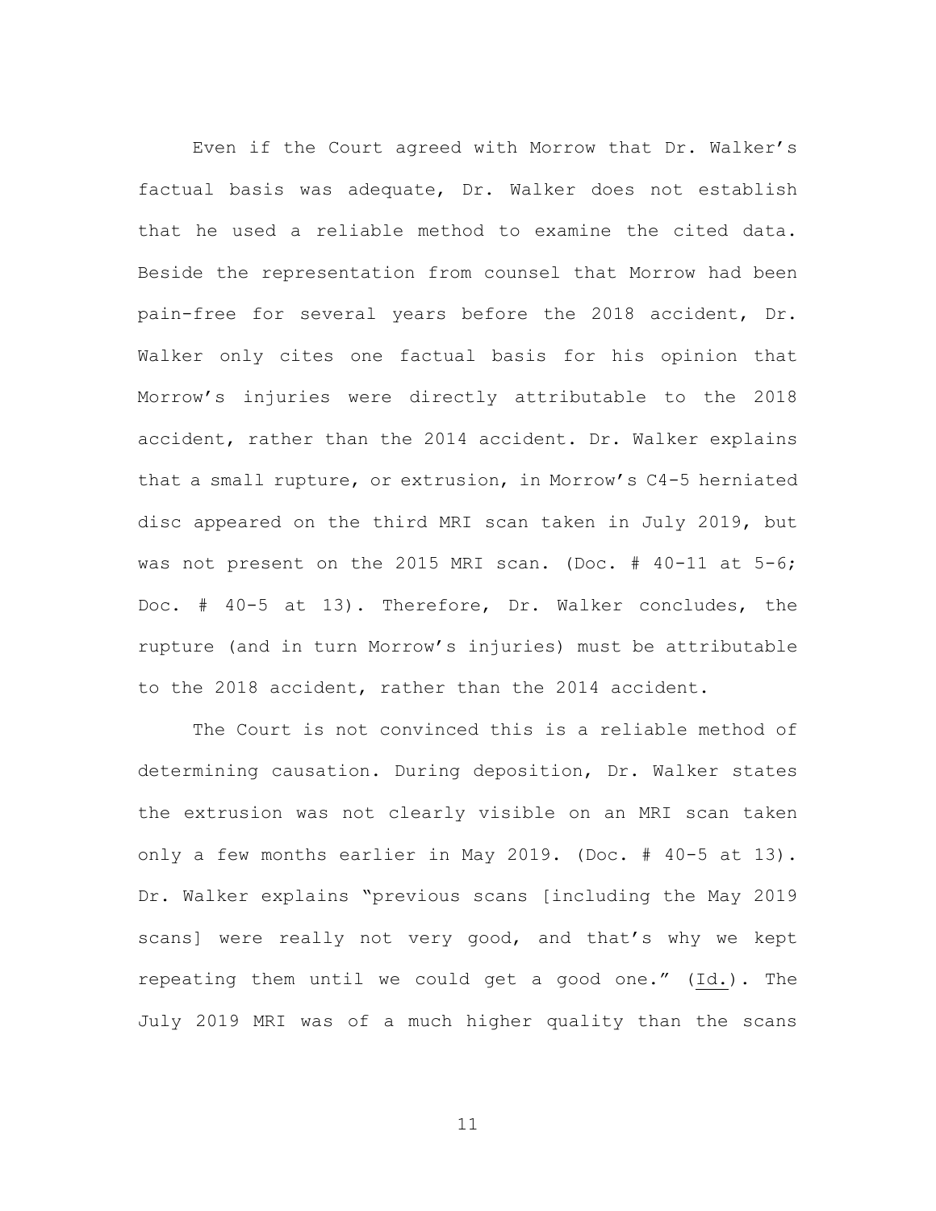Even if the Court agreed with Morrow that Dr. Walker's factual basis was adequate, Dr. Walker does not establish that he used a reliable method to examine the cited data. Beside the representation from counsel that Morrow had been pain-free for several years before the 2018 accident, Dr. Walker only cites one factual basis for his opinion that Morrow's injuries were directly attributable to the 2018 accident, rather than the 2014 accident. Dr. Walker explains that a small rupture, or extrusion, in Morrow's C4-5 herniated disc appeared on the third MRI scan taken in July 2019, but was not present on the 2015 MRI scan. (Doc. # 40-11 at 5-6; Doc. # 40-5 at 13). Therefore, Dr. Walker concludes, the rupture (and in turn Morrow's injuries) must be attributable to the 2018 accident, rather than the 2014 accident.

The Court is not convinced this is a reliable method of determining causation. During deposition, Dr. Walker states the extrusion was not clearly visible on an MRI scan taken only a few months earlier in May 2019. (Doc. # 40-5 at 13). Dr. Walker explains "previous scans [including the May 2019 scans] were really not very good, and that's why we kept repeating them until we could get a good one." (Id.). The July 2019 MRI was of a much higher quality than the scans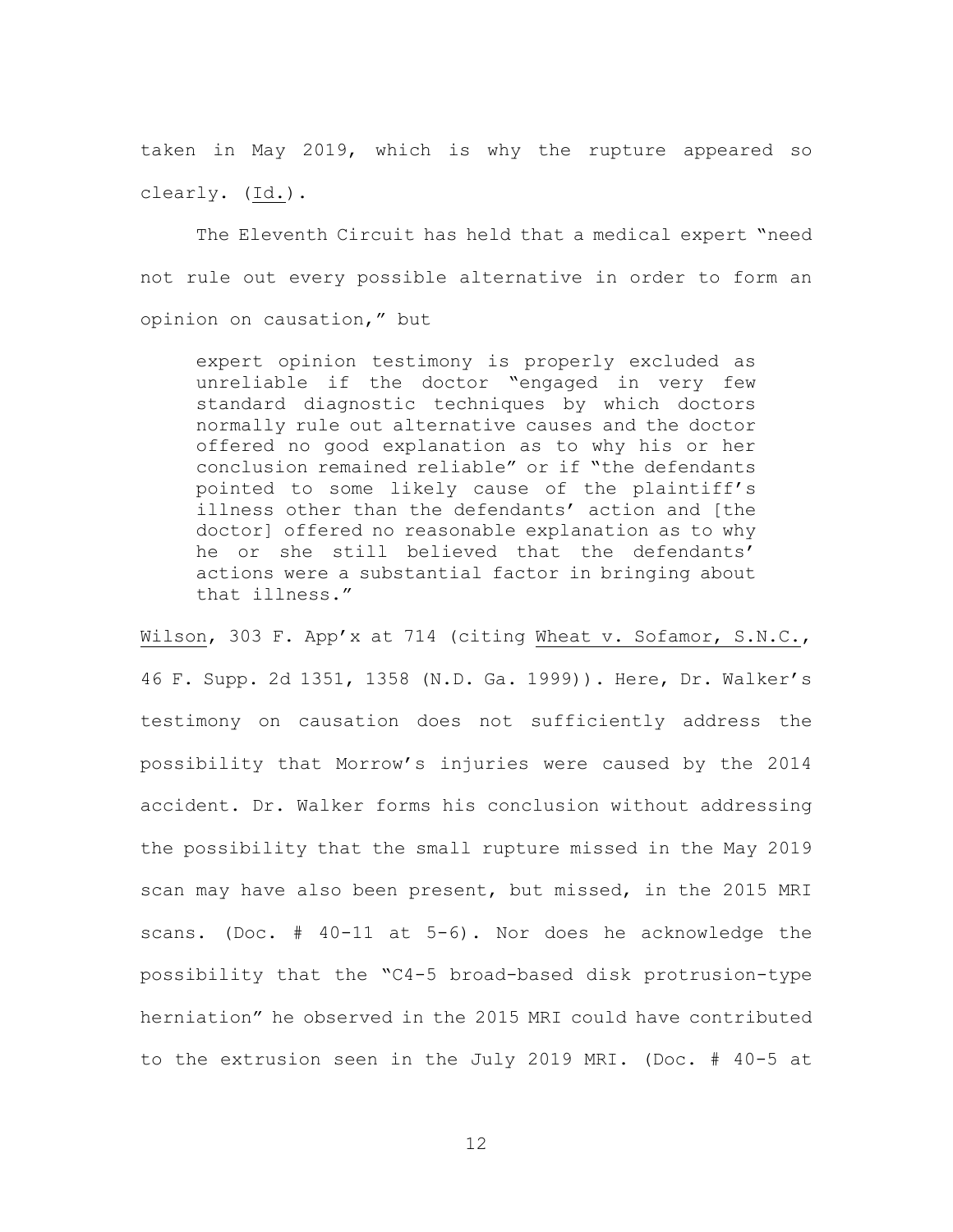taken in May 2019, which is why the rupture appeared so clearly. (Id.).

The Eleventh Circuit has held that a medical expert "need not rule out every possible alternative in order to form an opinion on causation," but

> expert opinion testimony is properly excluded as unreliable if the doctor "engaged in very few standard diagnostic techniques by which doctors normally rule out alternative causes and the doctor offered no good explanation as to why his or her conclusion remained reliable" or if "the defendants pointed to some likely cause of the plaintiff's illness other than the defendants' action and [the doctor] offered no reasonable explanation as to why he or she still believed that the defendants' actions were a substantial factor in bringing about that illness."

Wilson, 303 F. App'x at 714 (citing Wheat v. Sofamor, S.N.C., 46 F. Supp. 2d 1351, 1358 (N.D. Ga. 1999)). Here, Dr. Walker's testimony on causation does not sufficiently address the possibility that Morrow's injuries were caused by the 2014 accident. Dr. Walker forms his conclusion without addressing the possibility that the small rupture missed in the May 2019 scan may have also been present, but missed, in the 2015 MRI scans. (Doc. # 40-11 at 5-6). Nor does he acknowledge the possibility that the "C4-5 broad-based disk protrusion-type herniation" he observed in the 2015 MRI could have contributed to the extrusion seen in the July 2019 MRI. (Doc. # 40-5 at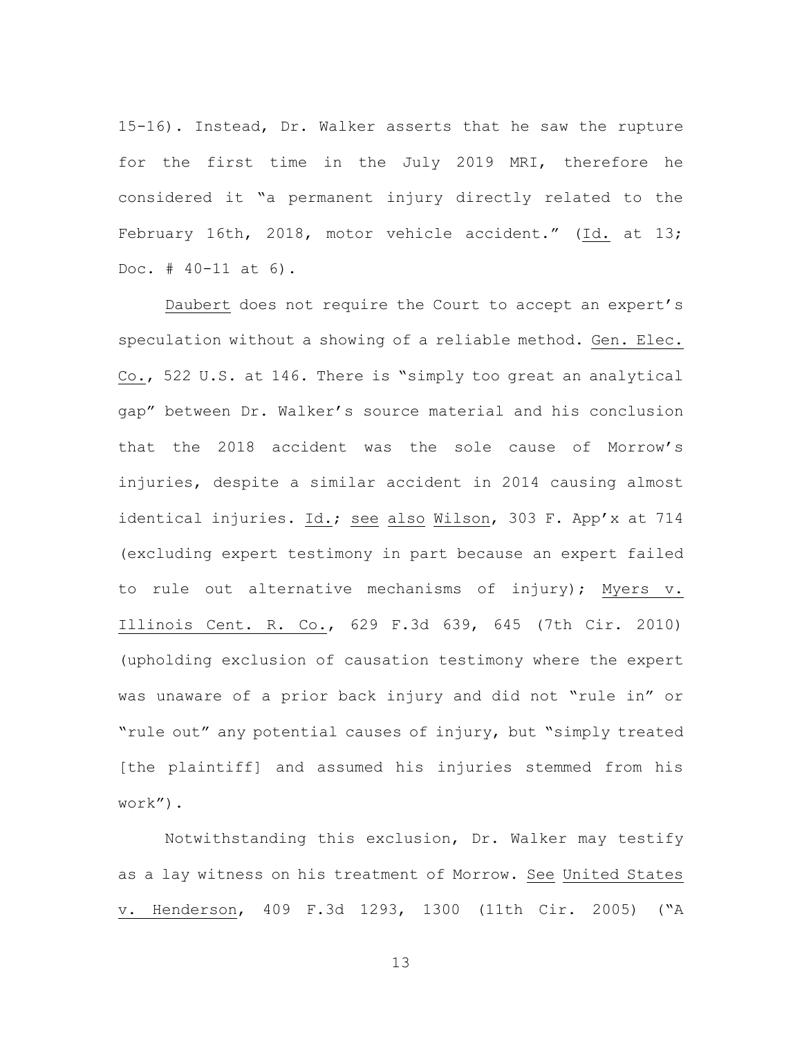15-16). Instead, Dr. Walker asserts that he saw the rupture for the first time in the July 2019 MRI, therefore he considered it "a permanent injury directly related to the February 16th, 2018, motor vehicle accident." (Id. at 13; Doc. # 40-11 at 6).

Daubert does not require the Court to accept an expert's speculation without a showing of a reliable method. Gen. Elec. Co., 522 U.S. at 146. There is "simply too great an analytical gap" between Dr. Walker's source material and his conclusion that the 2018 accident was the sole cause of Morrow's injuries, despite a similar accident in 2014 causing almost identical injuries. Id.; see also Wilson, 303 F. App'x at 714 (excluding expert testimony in part because an expert failed to rule out alternative mechanisms of injury); Myers v. Illinois Cent. R. Co., 629 F.3d 639, 645 (7th Cir. 2010) (upholding exclusion of causation testimony where the expert was unaware of a prior back injury and did not "rule in" or "rule out" any potential causes of injury, but "simply treated [the plaintiff] and assumed his injuries stemmed from his work").

Notwithstanding this exclusion, Dr. Walker may testify as a lay witness on his treatment of Morrow. See United States v. Henderson, 409 F.3d 1293, 1300 (11th Cir. 2005) ("A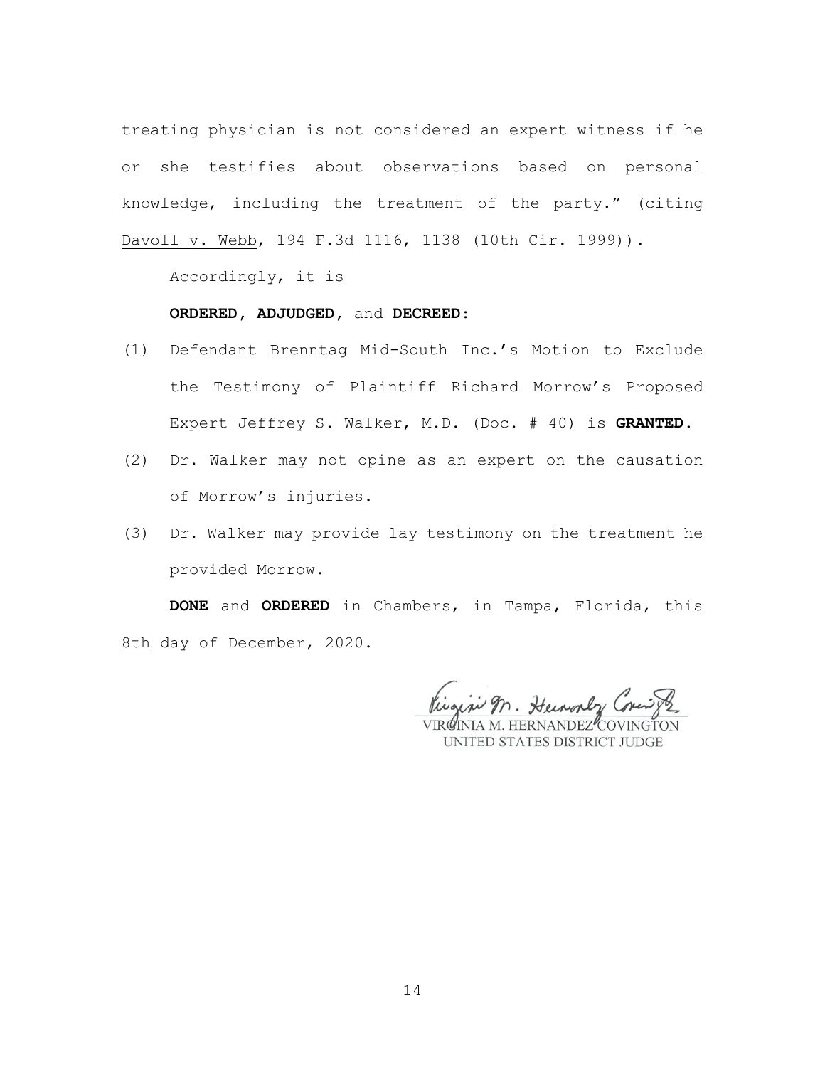treating physician is not considered an expert witness if he or she testifies about observations based on personal knowledge, including the treatment of the party." (citing Davoll v. Webb, 194 F.3d 1116, 1138 (10th Cir. 1999)).

Accordingly, it is

**ORDERED, ADJUDGED,** and **DECREED:**

(1) Defendant Brenntag Mid-South Inc.'s Motion to Exclude the Testimony of Plaintiff Richard Morrow's Proposed Expert Jeffrey S. Walker, M.D. (Doc. # 40) is **GRANTED.**

(2) Dr. Walker may not opine as an expert on the causation of Morrow's injuries.

(3) Dr. Walker may provide lay testimony on the treatment he provided Morrow.

**DONE** and **ORDERED** in Chambers, in Tampa, Florida, this 8th day of December, 2020.

VIRGINIA M. HERNANDEZ COVINGTON
UNITED STATES DISTRICT JUDGE